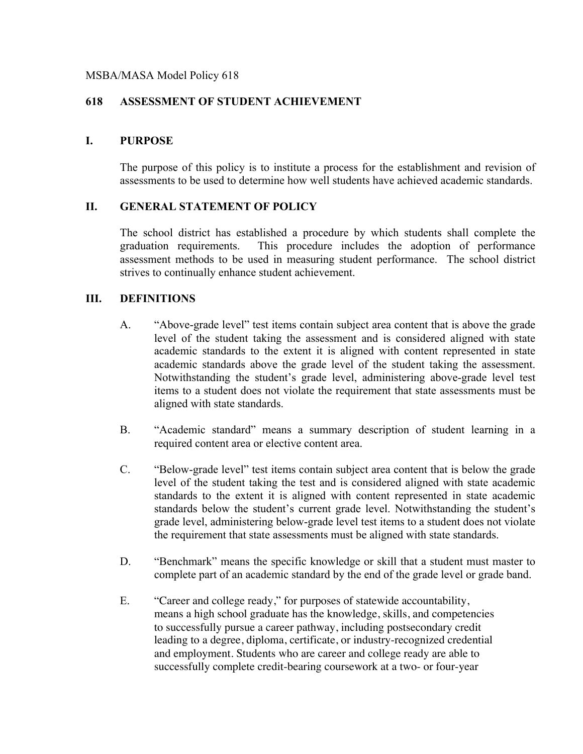MSBA/MASA Model Policy 618

# 618 ASSESSMENT OF STUDENT ACHIEVEMENT

## I. PURPOSE

The purpose of this policy is to institute a process for the establishment and revision of assessments to be used to determine how well students have achieved academic standards.

## II. GENERAL STATEMENT OF POLICY

The school district has established a procedure by which students shall complete the graduation requirements. This procedure includes the adoption of performance assessment methods to be used in measuring student performance. The school district strives to continually enhance student achievement.

## III. DEFINITIONS

A. "Above-grade level" test items contain subject area content that is above the grade level of the student taking the assessment and is considered aligned with state academic standards to the extent it is aligned with content represented in state academic standards above the grade level of the student taking the assessment. Notwithstanding the student's grade level, administering above-grade level test items to a student does not violate the requirement that state assessments must be aligned with state standards.

B. "Academic standard" means a summary description of student learning in a required content area or elective content area.

C. "Below-grade level" test items contain subject area content that is below the grade level of the student taking the test and is considered aligned with state academic standards to the extent it is aligned with content represented in state academic standards below the student's current grade level. Notwithstanding the student's grade level, administering below-grade level test items to a student does not violate the requirement that state assessments must be aligned with state standards.

D. "Benchmark" means the specific knowledge or skill that a student must master to complete part of an academic standard by the end of the grade level or grade band.

E. "Career and college ready," for purposes of statewide accountability, means a high school graduate has the knowledge, skills, and competencies to successfully pursue a career pathway, including postsecondary credit leading to a degree, diploma, certificate, or industry-recognized credential and employment. Students who are career and college ready are able to successfully complete credit-bearing coursework at a two- or four-year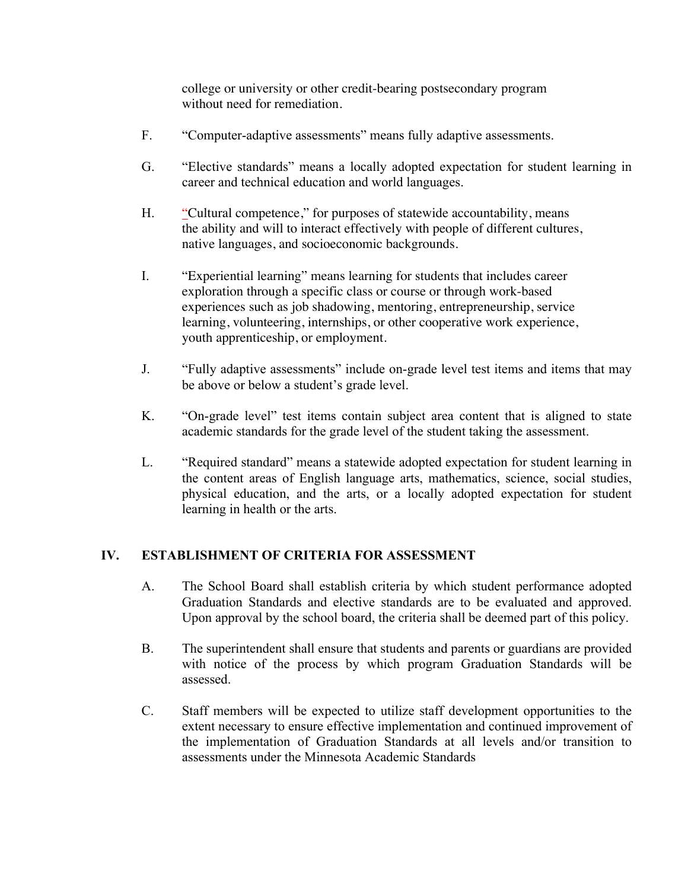college or university or other credit-bearing postsecondary program without need for remediation.

F. "Computer-adaptive assessments" means fully adaptive assessments.

G. "Elective standards" means a locally adopted expectation for student learning in career and technical education and world languages.

H. "Cultural competence," for purposes of statewide accountability, means the ability and will to interact effectively with people of different cultures, native languages, and socioeconomic backgrounds.

I. "Experiential learning" means learning for students that includes career exploration through a specific class or course or through work-based experiences such as job shadowing, mentoring, entrepreneurship, service learning, volunteering, internships, or other cooperative work experience, youth apprenticeship, or employment.

J. "Fully adaptive assessments" include on-grade level test items and items that may be above or below a student's grade level.

K. "On-grade level" test items contain subject area content that is aligned to state academic standards for the grade level of the student taking the assessment.

L. "Required standard" means a statewide adopted expectation for student learning in the content areas of English language arts, mathematics, science, social studies, physical education, and the arts, or a locally adopted expectation for student learning in health or the arts.

## IV. ESTABLISHMENT OF CRITERIA FOR ASSESSMENT

A. The School Board shall establish criteria by which student performance adopted Graduation Standards and elective standards are to be evaluated and approved. Upon approval by the school board, the criteria shall be deemed part of this policy.

B. The superintendent shall ensure that students and parents or guardians are provided with notice of the process by which program Graduation Standards will be assessed.

C. Staff members will be expected to utilize staff development opportunities to the extent necessary to ensure effective implementation and continued improvement of the implementation of Graduation Standards at all levels and/or transition to assessments under the Minnesota Academic Standards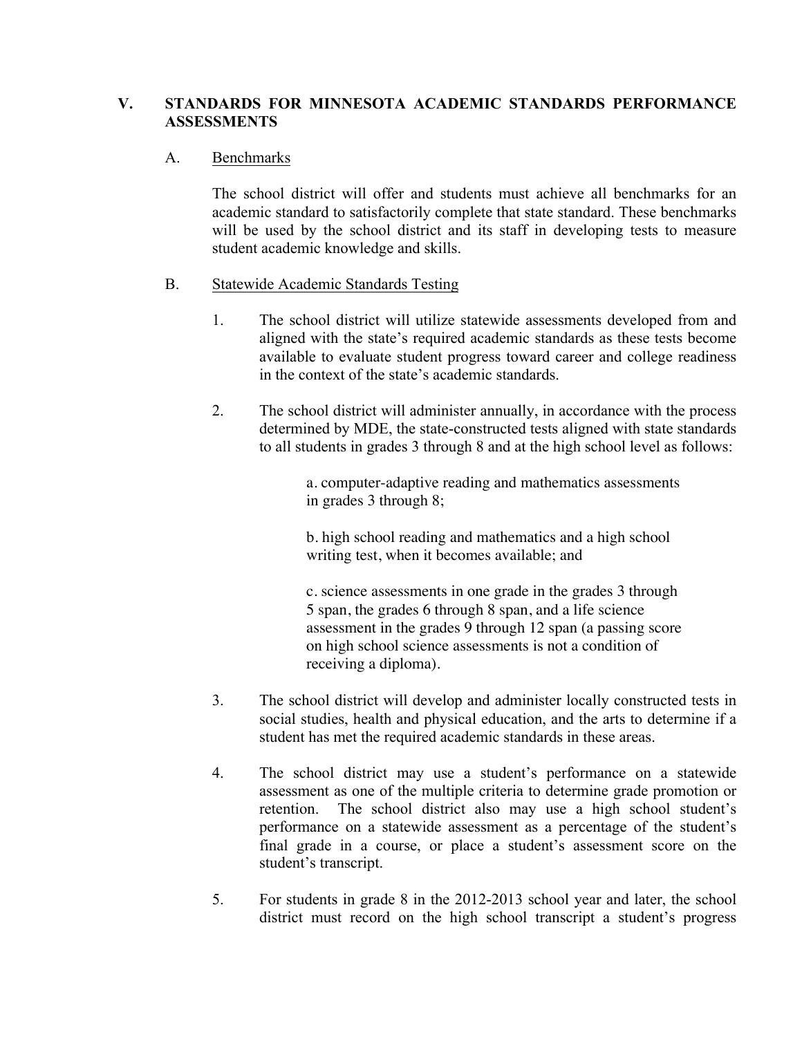## V. STANDARDS FOR MINNESOTA ACADEMIC STANDARDS PERFORMANCE ASSESSMENTS

### A. Benchmarks

The school district will offer and students must achieve all benchmarks for an academic standard to satisfactorily complete that state standard. These benchmarks will be used by the school district and its staff in developing tests to measure student academic knowledge and skills.

### B. Statewide Academic Standards Testing

1. The school district will utilize statewide assessments developed from and aligned with the state's required academic standards as these tests become available to evaluate student progress toward career and college readiness in the context of the state's academic standards.

2. The school district will administer annually, in accordance with the process determined by MDE, the state-constructed tests aligned with state standards to all students in grades 3 through 8 and at the high school level as follows:

   a. computer-adaptive reading and mathematics assessments in grades 3 through 8;

   b. high school reading and mathematics and a high school writing test, when it becomes available; and

   c. science assessments in one grade in the grades 3 through 5 span, the grades 6 through 8 span, and a life science assessment in the grades 9 through 12 span (a passing score on high school science assessments is not a condition of receiving a diploma).

3. The school district will develop and administer locally constructed tests in social studies, health and physical education, and the arts to determine if a student has met the required academic standards in these areas.

4. The school district may use a student's performance on a statewide assessment as one of the multiple criteria to determine grade promotion or retention. The school district also may use a high school student's performance on a statewide assessment as a percentage of the student's final grade in a course, or place a student's assessment score on the student's transcript.

5. For students in grade 8 in the 2012-2013 school year and later, the school district must record on the high school transcript a student's progress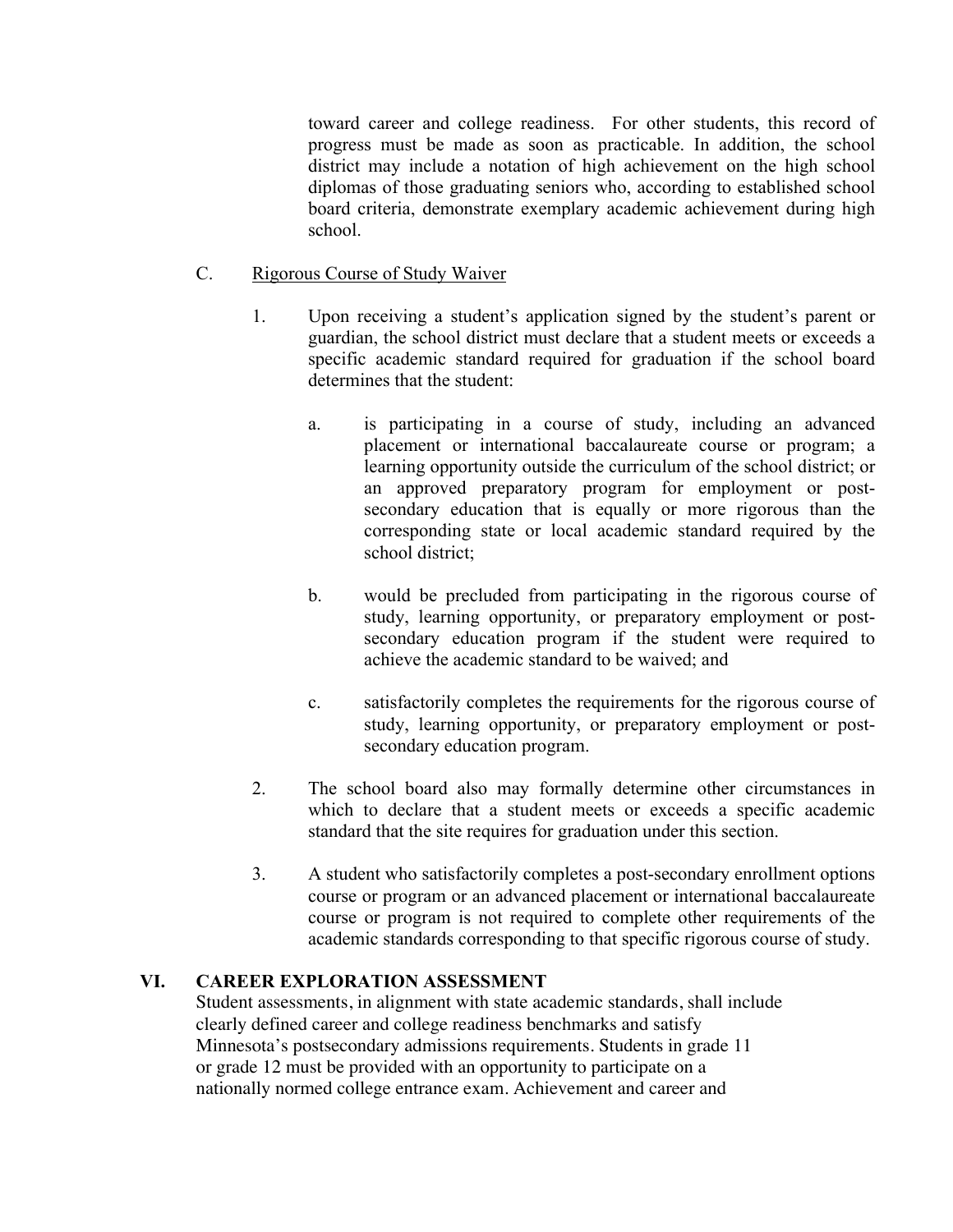toward career and college readiness. For other students, this record of progress must be made as soon as practicable. In addition, the school district may include a notation of high achievement on the high school diplomas of those graduating seniors who, according to established school board criteria, demonstrate exemplary academic achievement during high school.

C. <u>Rigorous Course of Study Waiver</u>

1. Upon receiving a student's application signed by the student's parent or guardian, the school district must declare that a student meets or exceeds a specific academic standard required for graduation if the school board determines that the student:

   a. is participating in a course of study, including an advanced placement or international baccalaureate course or program; a learning opportunity outside the curriculum of the school district; or an approved preparatory program for employment or post-secondary education that is equally or more rigorous than the corresponding state or local academic standard required by the school district;

   b. would be precluded from participating in the rigorous course of study, learning opportunity, or preparatory employment or post-secondary education program if the student were required to achieve the academic standard to be waived; and

   c. satisfactorily completes the requirements for the rigorous course of study, learning opportunity, or preparatory employment or post-secondary education program.

2. The school board also may formally determine other circumstances in which to declare that a student meets or exceeds a specific academic standard that the site requires for graduation under this section.

3. A student who satisfactorily completes a post-secondary enrollment options course or program or an advanced placement or international baccalaureate course or program is not required to complete other requirements of the academic standards corresponding to that specific rigorous course of study.

## VI. CAREER EXPLORATION ASSESSMENT

Student assessments, in alignment with state academic standards, shall include clearly defined career and college readiness benchmarks and satisfy Minnesota's postsecondary admissions requirements. Students in grade 11 or grade 12 must be provided with an opportunity to participate on a nationally normed college entrance exam. Achievement and career and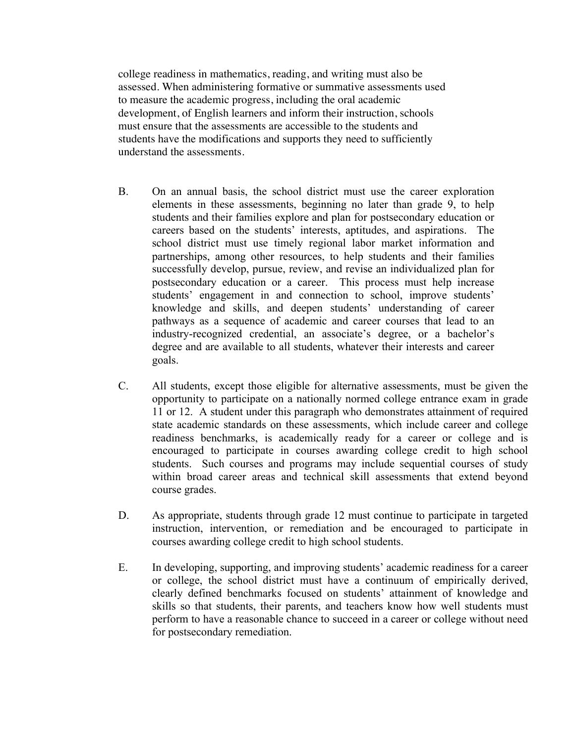college readiness in mathematics, reading, and writing must also be assessed. When administering formative or summative assessments used to measure the academic progress, including the oral academic development, of English learners and inform their instruction, schools must ensure that the assessments are accessible to the students and students have the modifications and supports they need to sufficiently understand the assessments.

B. On an annual basis, the school district must use the career exploration elements in these assessments, beginning no later than grade 9, to help students and their families explore and plan for postsecondary education or careers based on the students' interests, aptitudes, and aspirations. The school district must use timely regional labor market information and partnerships, among other resources, to help students and their families successfully develop, pursue, review, and revise an individualized plan for postsecondary education or a career. This process must help increase students' engagement in and connection to school, improve students' knowledge and skills, and deepen students' understanding of career pathways as a sequence of academic and career courses that lead to an industry-recognized credential, an associate's degree, or a bachelor's degree and are available to all students, whatever their interests and career goals.

C. All students, except those eligible for alternative assessments, must be given the opportunity to participate on a nationally normed college entrance exam in grade 11 or 12. A student under this paragraph who demonstrates attainment of required state academic standards on these assessments, which include career and college readiness benchmarks, is academically ready for a career or college and is encouraged to participate in courses awarding college credit to high school students. Such courses and programs may include sequential courses of study within broad career areas and technical skill assessments that extend beyond course grades.

D. As appropriate, students through grade 12 must continue to participate in targeted instruction, intervention, or remediation and be encouraged to participate in courses awarding college credit to high school students.

E. In developing, supporting, and improving students' academic readiness for a career or college, the school district must have a continuum of empirically derived, clearly defined benchmarks focused on students' attainment of knowledge and skills so that students, their parents, and teachers know how well students must perform to have a reasonable chance to succeed in a career or college without need for postsecondary remediation.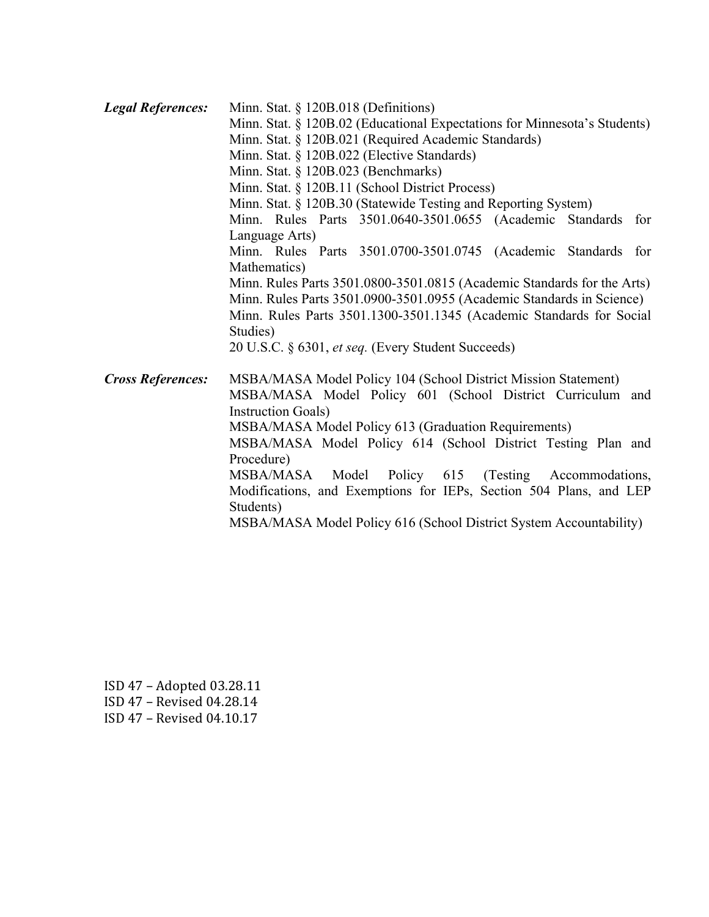***Legal References:***

Minn. Stat. § 120B.018 (Definitions)
Minn. Stat. § 120B.02 (Educational Expectations for Minnesota's Students)
Minn. Stat. § 120B.021 (Required Academic Standards)
Minn. Stat. § 120B.022 (Elective Standards)
Minn. Stat. § 120B.023 (Benchmarks)
Minn. Stat. § 120B.11 (School District Process)
Minn. Stat. § 120B.30 (Statewide Testing and Reporting System)
Minn. Rules Parts 3501.0640-3501.0655 (Academic Standards for Language Arts)
Minn. Rules Parts 3501.0700-3501.0745 (Academic Standards for Mathematics)
Minn. Rules Parts 3501.0800-3501.0815 (Academic Standards for the Arts)
Minn. Rules Parts 3501.0900-3501.0955 (Academic Standards in Science)
Minn. Rules Parts 3501.1300-3501.1345 (Academic Standards for Social Studies)
20 U.S.C. § 6301, *et seq.* (Every Student Succeeds)

***Cross References:***

MSBA/MASA Model Policy 104 (School District Mission Statement)
MSBA/MASA Model Policy 601 (School District Curriculum and Instruction Goals)
MSBA/MASA Model Policy 613 (Graduation Requirements)
MSBA/MASA Model Policy 614 (School District Testing Plan and Procedure)
MSBA/MASA Model Policy 615 (Testing Accommodations, Modifications, and Exemptions for IEPs, Section 504 Plans, and LEP Students)
MSBA/MASA Model Policy 616 (School District System Accountability)

ISD 47 – Adopted 03.28.11
ISD 47 – Revised 04.28.14
ISD 47 – Revised 04.10.17